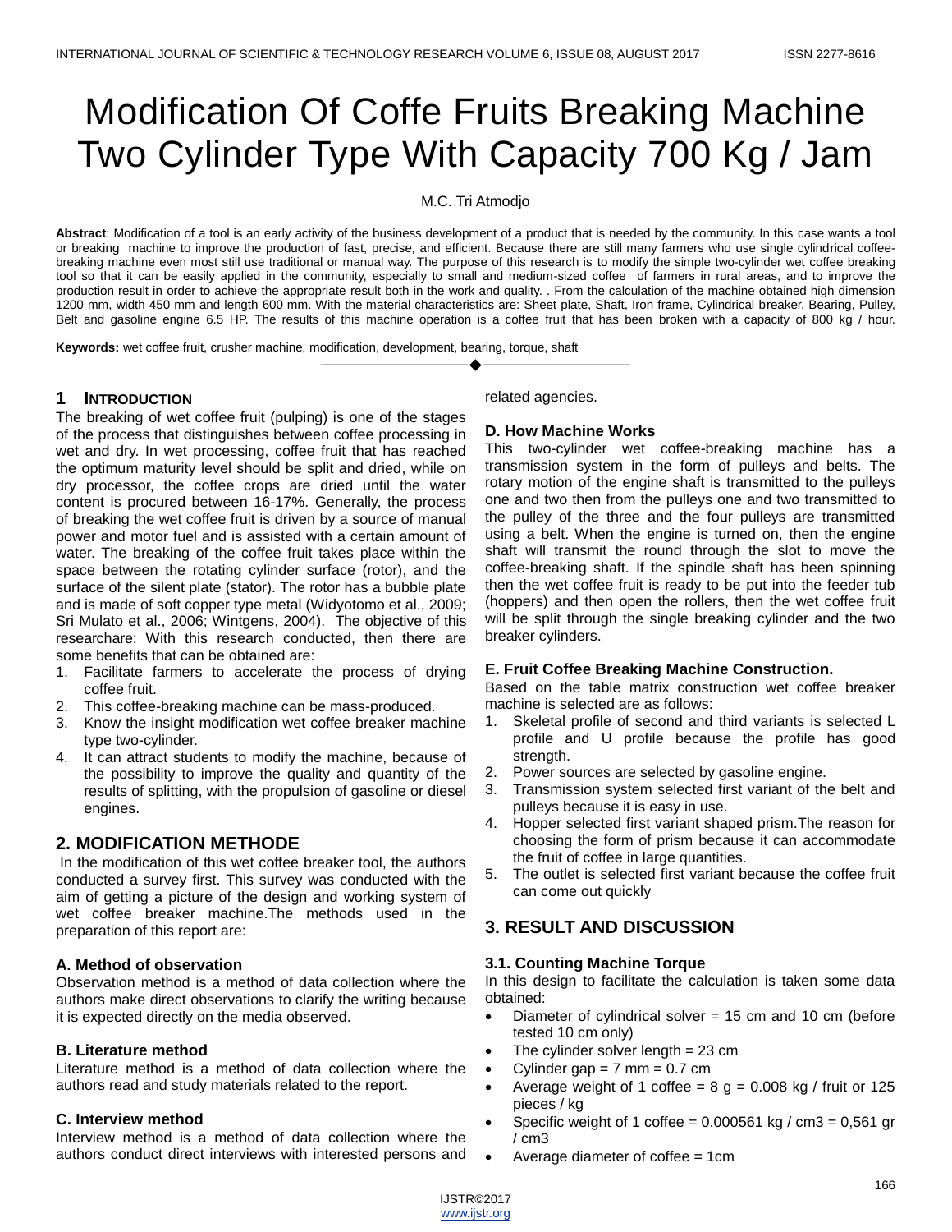# Modification Of Coffe Fruits Breaking Machine Two Cylinder Type With Capacity 700 Kg / Jam

M.C. Tri Atmodjo

**Abstract**: Modification of a tool is an early activity of the business development of a product that is needed by the community. In this case wants a tool or breaking machine to improve the production of fast, precise, and efficient. Because there are still many farmers who use single cylindrical coffee-breaking machine even most still use traditional or manual way. The purpose of this research is to modify the simple two-cylinder wet coffee breaking tool so that it can be easily applied in the community, especially to small and medium-sized coffee of farmers in rural areas, and to improve the production result in order to achieve the appropriate result both in the work and quality. . From the calculation of the machine obtained high dimension 1200 mm, width 450 mm and length 600 mm. With the material characteristics are: Sheet plate, Shaft, Iron frame, Cylindrical breaker, Bearing, Pulley, Belt and gasoline engine 6.5 HP. The results of this machine operation is a coffee fruit that has been broken with a capacity of 800 kg / hour.

**Keywords:** wet coffee fruit, crusher machine, modification, development, bearing, torque, shaft

## 1 INTRODUCTION

The breaking of wet coffee fruit (pulping) is one of the stages of the process that distinguishes between coffee processing in wet and dry. In wet processing, coffee fruit that has reached the optimum maturity level should be split and dried, while on dry processor, the coffee crops are dried until the water content is procured between 16-17%. Generally, the process of breaking the wet coffee fruit is driven by a source of manual power and motor fuel and is assisted with a certain amount of water. The breaking of the coffee fruit takes place within the space between the rotating cylinder surface (rotor), and the surface of the silent plate (stator). The rotor has a bubble plate and is made of soft copper type metal (Widyotomo et al., 2009; Sri Mulato et al., 2006; Wintgens, 2004). The objective of this researchare: With this research conducted, then there are some benefits that can be obtained are:

1. Facilitate farmers to accelerate the process of drying coffee fruit.
2. This coffee-breaking machine can be mass-produced.
3. Know the insight modification wet coffee breaker machine type two-cylinder.
4. It can attract students to modify the machine, because of the possibility to improve the quality and quantity of the results of splitting, with the propulsion of gasoline or diesel engines.

## 2. MODIFICATION METHODE

In the modification of this wet coffee breaker tool, the authors conducted a survey first. This survey was conducted with the aim of getting a picture of the design and working system of wet coffee breaker machine.The methods used in the preparation of this report are:

### A. Method of observation

Observation method is a method of data collection where the authors make direct observations to clarify the writing because it is expected directly on the media observed.

### B. Literature method

Literature method is a method of data collection where the authors read and study materials related to the report.

### C. Interview method

Interview method is a method of data collection where the authors conduct direct interviews with interested persons and related agencies.

### D. How Machine Works

This two-cylinder wet coffee-breaking machine has a transmission system in the form of pulleys and belts. The rotary motion of the engine shaft is transmitted to the pulleys one and two then from the pulleys one and two transmitted to the pulley of the three and the four pulleys are transmitted using a belt. When the engine is turned on, then the engine shaft will transmit the round through the slot to move the coffee-breaking shaft. If the spindle shaft has been spinning then the wet coffee fruit is ready to be put into the feeder tub (hoppers) and then open the rollers, then the wet coffee fruit will be split through the single breaking cylinder and the two breaker cylinders.

### E. Fruit Coffee Breaking Machine Construction.

Based on the table matrix construction wet coffee breaker machine is selected are as follows:

1. Skeletal profile of second and third variants is selected L profile and U profile because the profile has good strength.
2. Power sources are selected by gasoline engine.
3. Transmission system selected first variant of the belt and pulleys because it is easy in use.
4. Hopper selected first variant shaped prism.The reason for choosing the form of prism because it can accommodate the fruit of coffee in large quantities.
5. The outlet is selected first variant because the coffee fruit can come out quickly

## 3. RESULT AND DISCUSSION

### 3.1. Counting Machine Torque

In this design to facilitate the calculation is taken some data obtained:

- Diameter of cylindrical solver = 15 cm and 10 cm (before tested 10 cm only)
- The cylinder solver length = 23 cm
- Cylinder gap = 7 mm = 0.7 cm
- Average weight of 1 coffee = 8 g = 0.008 kg / fruit or 125 pieces / kg
- Specific weight of 1 coffee = 0.000561 kg / cm3 = 0,561 gr / cm3
- Average diameter of coffee = 1cm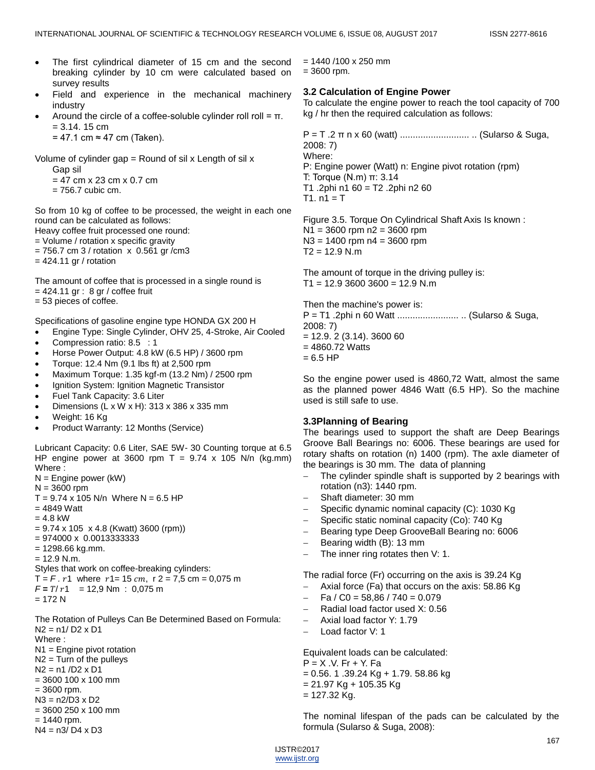- The first cylindrical diameter of 15 cm and the second breaking cylinder by 10 cm were calculated based on survey results
- Field and experience in the mechanical machinery industry
- Around the circle of a coffee-soluble cylinder roll roll = π.
  = 3.14. 15 cm
  = 47.1 cm ≈ 47 cm (Taken).

Volume of cylinder gap = Round of sil x Length of sil x Gap sil
= 47 cm x 23 cm x 0.7 cm
= 756.7 cubic cm.

So from 10 kg of coffee to be processed, the weight in each one round can be calculated as follows:
Heavy coffee fruit processed one round:
= Volume / rotation x specific gravity
= 756.7 cm 3 / rotation x 0.561 gr /cm3
= 424.11 gr / rotation

The amount of coffee that is processed in a single round is
= 424.11 gr : 8 gr / coffee fruit
= 53 pieces of coffee.

Specifications of gasoline engine type HONDA GX 200 H

- Engine Type: Single Cylinder, OHV 25, 4-Stroke, Air Cooled
- Compression ratio: 8.5 : 1
- Horse Power Output: 4.8 kW (6.5 HP) / 3600 rpm
- Torque: 12.4 Nm (9.1 lbs ft) at 2,500 rpm
- Maximum Torque: 1.35 kgf-m (13.2 Nm) / 2500 rpm
- Ignition System: Ignition Magnetic Transistor
- Fuel Tank Capacity: 3.6 Liter
- Dimensions (L x W x H): 313 x 386 x 335 mm
- Weight: 16 Kg
- Product Warranty: 12 Months (Service)

Lubricant Capacity: 0.6 Liter, SAE 5W- 30 Counting torque at 6.5 HP engine power at 3600 rpm T = 9.74 x 105 N/n (kg.mm)
Where :
N = Engine power (kW)
N = 3600 rpm
T = 9.74 x 105 N/n Where N = 6.5 HP
= 4849 Watt
= 4.8 kW
= 9.74 x 105 x 4.8 (Kwatt) 3600 (rpm))
= 974000 x 0.0013333333
= 1298.66 kg.mm.
= 12.9 N.m.
Styles that work on coffee-breaking cylinders:
$T = F \cdot r1$ where $r1 = 15\ cm$, r 2 = 7,5 cm = 0,075 m
$F = T / r1$ = 12,9 Nm : 0,075 m
= 172 N

The Rotation of Pulleys Can Be Determined Based on Formula:
N2 = n1/ D2 x D1
Where :
N1 = Engine pivot rotation
N2 = Turn of the pulleys
N2 = n1 /D2 x D1
= 3600 100 x 100 mm
= 3600 rpm.
N3 = n2/D3 x D2
= 3600 250 x 100 mm
= 1440 rpm.
N4 = n3/ D4 x D3
= 1440 /100 x 250 mm
= 3600 rpm.

### 3.2 Calculation of Engine Power

To calculate the engine power to reach the tool capacity of 700 kg / hr then the required calculation as follows:

P = T .2 π n x 60 (watt) ........................... .. (Sularso & Suga, 2008: 7)
Where:
P: Engine power (Watt) n: Engine pivot rotation (rpm)
T: Torque (N.m) π: 3.14
T1 .2phi n1 60 = T2 .2phi n2 60
T1. n1 = T

Figure 3.5. Torque On Cylindrical Shaft Axis Is known :
N1 = 3600 rpm n2 = 3600 rpm
N3 = 1400 rpm n4 = 3600 rpm
T2 = 12.9 N.m

The amount of torque in the driving pulley is:
T1 = 12.9 3600 3600 = 12.9 N.m

Then the machine's power is:
P = T1 .2phi n 60 Watt ........................ .. (Sularso & Suga, 2008: 7)
= 12.9. 2 (3.14). 3600 60
= 4860.72 Watts
= 6.5 HP

So the engine power used is 4860,72 Watt, almost the same as the planned power 4846 Watt (6.5 HP). So the machine used is still safe to use.

### 3.3Planning of Bearing

The bearings used to support the shaft are Deep Bearings Groove Ball Bearings no: 6006. These bearings are used for rotary shafts on rotation (n) 1400 (rpm). The axle diameter of the bearings is 30 mm. The data of planning

- The cylinder spindle shaft is supported by 2 bearings with rotation (n3): 1440 rpm.
- Shaft diameter: 30 mm
- Specific dynamic nominal capacity (C): 1030 Kg
- Specific static nominal capacity (Co): 740 Kg
- Bearing type Deep GrooveBall Bearing no: 6006
- Bearing width (B): 13 mm
- The inner ring rotates then V: 1.

The radial force (Fr) occurring on the axis is 39.24 Kg

- Axial force (Fa) that occurs on the axis: 58.86 Kg
- Fa / C0 = 58,86 / 740 = 0.079
- Radial load factor used X: 0.56
- Axial load factor Y: 1.79
- Load factor V: 1

Equivalent loads can be calculated:
P = X .V. Fr + Y. Fa
= 0.56. 1 .39.24 Kg + 1.79. 58.86 kg
= 21.97 Kg + 105.35 Kg
= 127.32 Kg.

The nominal lifespan of the pads can be calculated by the formula (Sularso & Suga, 2008):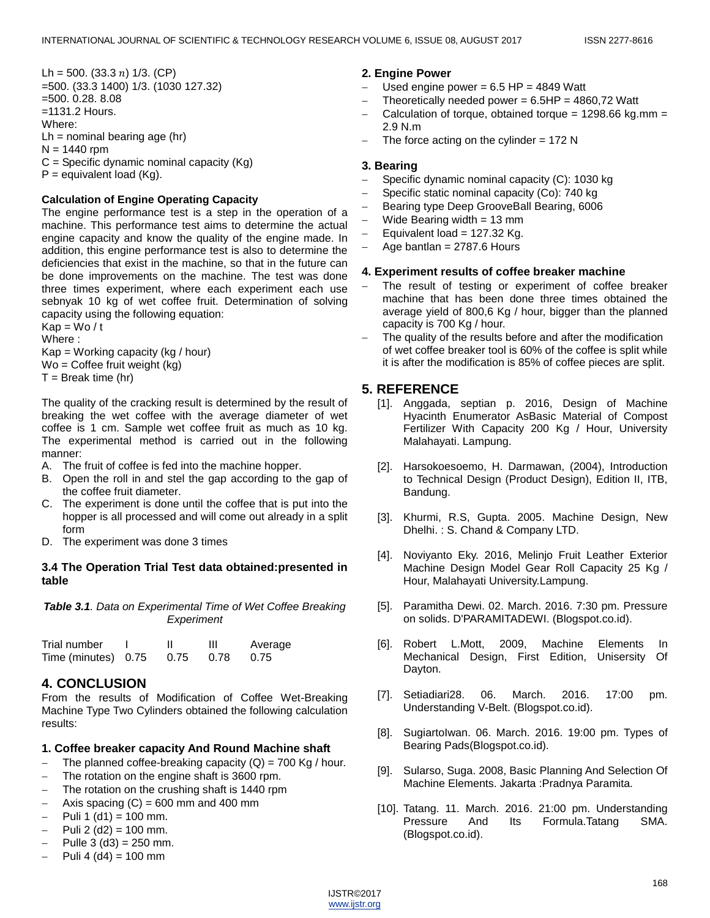Lh = 500. (33.3 $n$) 1/3. (CP)
=500. (33.3 1400) 1/3. (1030 127.32)
=500. 0.28. 8.08
=1131.2 Hours.
Where:
Lh = nominal bearing age (hr)
N = 1440 rpm
C = Specific dynamic nominal capacity (Kg)
P = equivalent load (Kg).

**Calculation of Engine Operating Capacity**

The engine performance test is a step in the operation of a machine. This performance test aims to determine the actual engine capacity and know the quality of the engine made. In addition, this engine performance test is also to determine the deficiencies that exist in the machine, so that in the future can be done improvements on the machine. The test was done three times experiment, where each experiment each use sebnyak 10 kg of wet coffee fruit. Determination of solving capacity using the following equation:
Kap = Wo / t
Where :
Kap = Working capacity (kg / hour)
Wo = Coffee fruit weight (kg)
T = Break time (hr)

The quality of the cracking result is determined by the result of breaking the wet coffee with the average diameter of wet coffee is 1 cm. Sample wet coffee fruit as much as 10 kg. The experimental method is carried out in the following manner:

A. The fruit of coffee is fed into the machine hopper.
B. Open the roll in and stel the gap according to the gap of the coffee fruit diameter.
C. The experiment is done until the coffee that is put into the hopper is all processed and will come out already in a split form
D. The experiment was done 3 times

### 3.4 The Operation Trial Test data obtained:presented in table

***Table 3.1**. Data on Experimental Time of Wet Coffee Breaking Experiment*

| Trial number | I | II | III | Average |
|---|---|---|---|---|
| Time (minutes) | 0.75 | 0.75 | 0.78 | 0.75 |

## 4. CONCLUSION

From the results of Modification of Coffee Wet-Breaking Machine Type Two Cylinders obtained the following calculation results:

### 1. Coffee breaker capacity And Round Machine shaft

- The planned coffee-breaking capacity (Q) = 700 Kg / hour.
- The rotation on the engine shaft is 3600 rpm.
- The rotation on the crushing shaft is 1440 rpm
- Axis spacing (C) = 600 mm and 400 mm
- Puli 1 (d1) = 100 mm.
- Puli 2 (d2) = 100 mm.
- Pulle 3 (d3) = 250 mm.
- Puli 4 (d4) = 100 mm

### 2. Engine Power

- Used engine power = 6.5 HP = 4849 Watt
- Theoretically needed power = 6.5HP = 4860,72 Watt
- Calculation of torque, obtained torque = 1298.66 kg.mm = 2.9 N.m
- The force acting on the cylinder = 172 N

### 3. Bearing

- Specific dynamic nominal capacity (C): 1030 kg
- Specific static nominal capacity (Co): 740 kg
- Bearing type Deep GrooveBall Bearing, 6006
- Wide Bearing width = 13 mm
- Equivalent load = 127.32 Kg.
- Age bantlan = 2787.6 Hours

### 4. Experiment results of coffee breaker machine

- The result of testing or experiment of coffee breaker machine that has been done three times obtained the average yield of 800,6 Kg / hour, bigger than the planned capacity is 700 Kg / hour.
- The quality of the results before and after the modification of wet coffee breaker tool is 60% of the coffee is split while it is after the modification is 85% of coffee pieces are split.

## 5. REFERENCE

[1]. Anggada, septian p. 2016, Design of Machine Hyacinth Enumerator AsBasic Material of Compost Fertilizer With Capacity 200 Kg / Hour, University Malahayati. Lampung.

[2]. Harsokoesoemo, H. Darmawan, (2004), Introduction to Technical Design (Product Design), Edition II, ITB, Bandung.

[3]. Khurmi, R.S, Gupta. 2005. Machine Design, New Dhelhi. : S. Chand & Company LTD.

[4]. Noviyanto Eky. 2016, Melinjo Fruit Leather Exterior Machine Design Model Gear Roll Capacity 25 Kg / Hour, Malahayati University.Lampung.

[5]. Paramitha Dewi. 02. March. 2016. 7:30 pm. Pressure on solids. D'PARAMITADEWI. (Blogspot.co.id).

[6]. Robert L.Mott, 2009, Machine Elements In Mechanical Design, First Edition, Unisersity Of Dayton.

[7]. Setiadiari28. 06. March. 2016. 17:00 pm. Understanding V-Belt. (Blogspot.co.id).

[8]. SugiartoIwan. 06. March. 2016. 19:00 pm. Types of Bearing Pads(Blogspot.co.id).

[9]. Sularso, Suga. 2008, Basic Planning And Selection Of Machine Elements. Jakarta :Pradnya Paramita.

[10]. Tatang. 11. March. 2016. 21:00 pm. Understanding Pressure And Its Formula.Tatang SMA. (Blogspot.co.id).